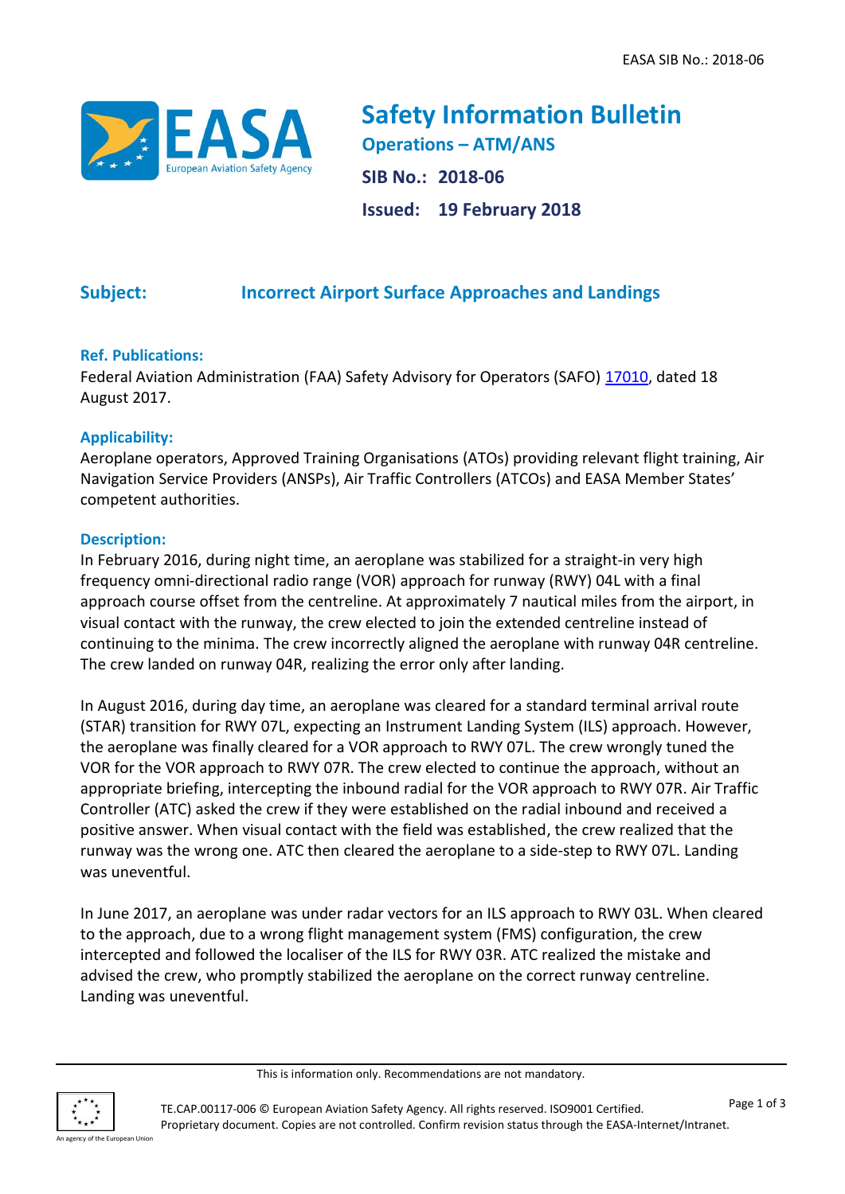# Safety Information Bulletin

**Operations – ATM/ANS**

**SIB No.: 2018-06**

**Issued: 19 February 2018**

## Subject: Incorrect Airport Surface Approaches and Landings

### Ref. Publications:

Federal Aviation Administration (FAA) Safety Advisory for Operators (SAFO) 17010, dated 18 August 2017.

### Applicability:

Aeroplane operators, Approved Training Organisations (ATOs) providing relevant flight training, Air Navigation Service Providers (ANSPs), Air Traffic Controllers (ATCOs) and EASA Member States' competent authorities.

### Description:

In February 2016, during night time, an aeroplane was stabilized for a straight-in very high frequency omni-directional radio range (VOR) approach for runway (RWY) 04L with a final approach course offset from the centreline. At approximately 7 nautical miles from the airport, in visual contact with the runway, the crew elected to join the extended centreline instead of continuing to the minima. The crew incorrectly aligned the aeroplane with runway 04R centreline. The crew landed on runway 04R, realizing the error only after landing.

In August 2016, during day time, an aeroplane was cleared for a standard terminal arrival route (STAR) transition for RWY 07L, expecting an Instrument Landing System (ILS) approach. However, the aeroplane was finally cleared for a VOR approach to RWY 07L. The crew wrongly tuned the VOR for the VOR approach to RWY 07R. The crew elected to continue the approach, without an appropriate briefing, intercepting the inbound radial for the VOR approach to RWY 07R. Air Traffic Controller (ATC) asked the crew if they were established on the radial inbound and received a positive answer. When visual contact with the field was established, the crew realized that the runway was the wrong one. ATC then cleared the aeroplane to a side-step to RWY 07L. Landing was uneventful.

In June 2017, an aeroplane was under radar vectors for an ILS approach to RWY 03L. When cleared to the approach, due to a wrong flight management system (FMS) configuration, the crew intercepted and followed the localiser of the ILS for RWY 03R. ATC realized the mistake and advised the crew, who promptly stabilized the aeroplane on the correct runway centreline. Landing was uneventful.

This is information only. Recommendations are not mandatory.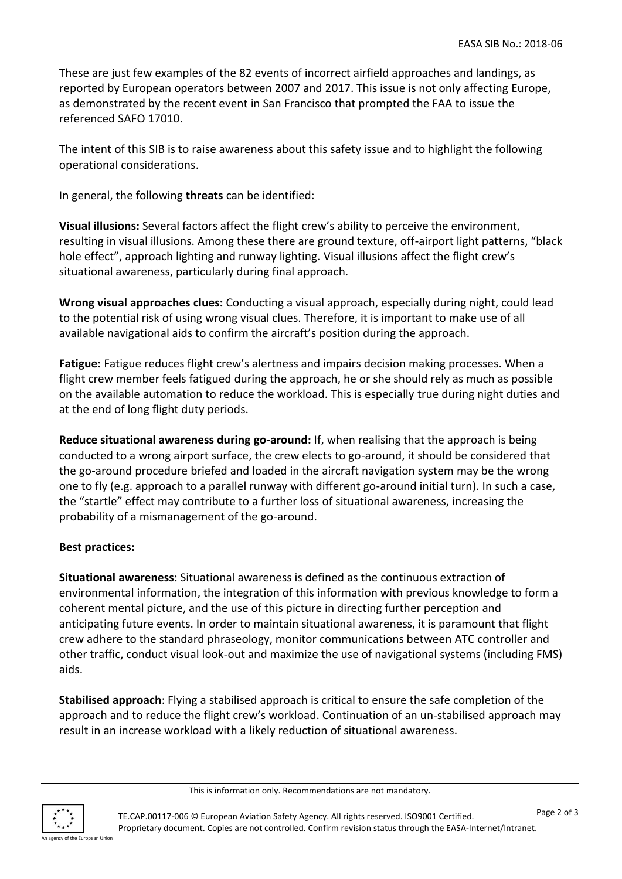These are just few examples of the 82 events of incorrect airfield approaches and landings, as reported by European operators between 2007 and 2017. This issue is not only affecting Europe, as demonstrated by the recent event in San Francisco that prompted the FAA to issue the referenced SAFO 17010.

The intent of this SIB is to raise awareness about this safety issue and to highlight the following operational considerations.

In general, the following **threats** can be identified:

**Visual illusions:** Several factors affect the flight crew's ability to perceive the environment, resulting in visual illusions. Among these there are ground texture, off-airport light patterns, "black hole effect", approach lighting and runway lighting. Visual illusions affect the flight crew's situational awareness, particularly during final approach.

**Wrong visual approaches clues:** Conducting a visual approach, especially during night, could lead to the potential risk of using wrong visual clues. Therefore, it is important to make use of all available navigational aids to confirm the aircraft's position during the approach.

**Fatigue:** Fatigue reduces flight crew's alertness and impairs decision making processes. When a flight crew member feels fatigued during the approach, he or she should rely as much as possible on the available automation to reduce the workload. This is especially true during night duties and at the end of long flight duty periods.

**Reduce situational awareness during go-around:** If, when realising that the approach is being conducted to a wrong airport surface, the crew elects to go-around, it should be considered that the go-around procedure briefed and loaded in the aircraft navigation system may be the wrong one to fly (e.g. approach to a parallel runway with different go-around initial turn). In such a case, the "startle" effect may contribute to a further loss of situational awareness, increasing the probability of a mismanagement of the go-around.

**Best practices:**

**Situational awareness:** Situational awareness is defined as the continuous extraction of environmental information, the integration of this information with previous knowledge to form a coherent mental picture, and the use of this picture in directing further perception and anticipating future events. In order to maintain situational awareness, it is paramount that flight crew adhere to the standard phraseology, monitor communications between ATC controller and other traffic, conduct visual look-out and maximize the use of navigational systems (including FMS) aids.

**Stabilised approach**: Flying a stabilised approach is critical to ensure the safe completion of the approach and to reduce the flight crew's workload. Continuation of an un-stabilised approach may result in an increase workload with a likely reduction of situational awareness.

This is information only. Recommendations are not mandatory.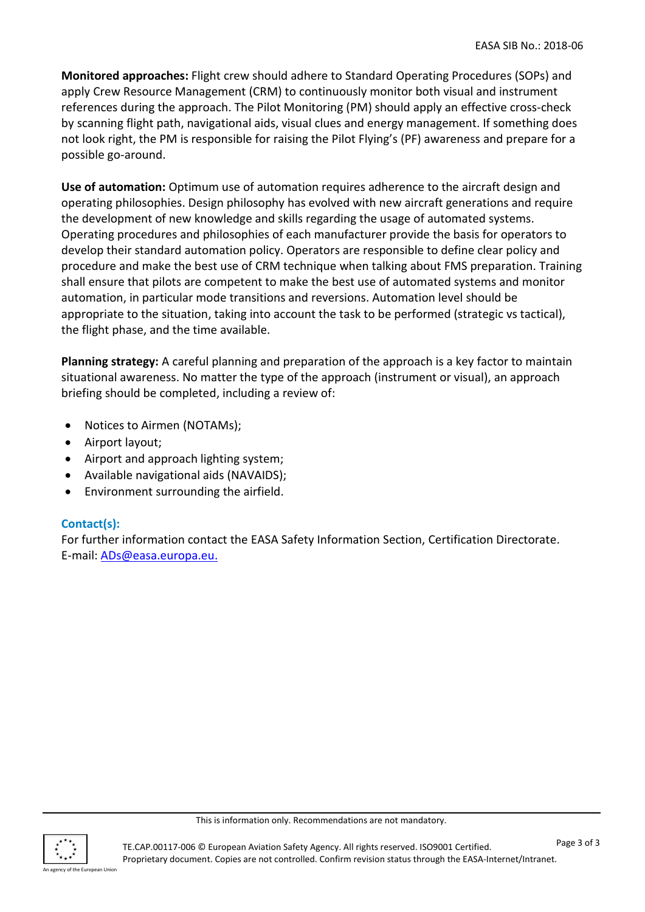**Monitored approaches:** Flight crew should adhere to Standard Operating Procedures (SOPs) and apply Crew Resource Management (CRM) to continuously monitor both visual and instrument references during the approach. The Pilot Monitoring (PM) should apply an effective cross-check by scanning flight path, navigational aids, visual clues and energy management. If something does not look right, the PM is responsible for raising the Pilot Flying's (PF) awareness and prepare for a possible go-around.

**Use of automation:** Optimum use of automation requires adherence to the aircraft design and operating philosophies. Design philosophy has evolved with new aircraft generations and require the development of new knowledge and skills regarding the usage of automated systems. Operating procedures and philosophies of each manufacturer provide the basis for operators to develop their standard automation policy. Operators are responsible to define clear policy and procedure and make the best use of CRM technique when talking about FMS preparation. Training shall ensure that pilots are competent to make the best use of automated systems and monitor automation, in particular mode transitions and reversions. Automation level should be appropriate to the situation, taking into account the task to be performed (strategic vs tactical), the flight phase, and the time available.

**Planning strategy:** A careful planning and preparation of the approach is a key factor to maintain situational awareness. No matter the type of the approach (instrument or visual), an approach briefing should be completed, including a review of:

- Notices to Airmen (NOTAMs);
- Airport layout;
- Airport and approach lighting system;
- Available navigational aids (NAVAIDS);
- Environment surrounding the airfield.

## Contact(s):

For further information contact the EASA Safety Information Section, Certification Directorate. E-mail: ADs@easa.europa.eu.

This is information only. Recommendations are not mandatory.